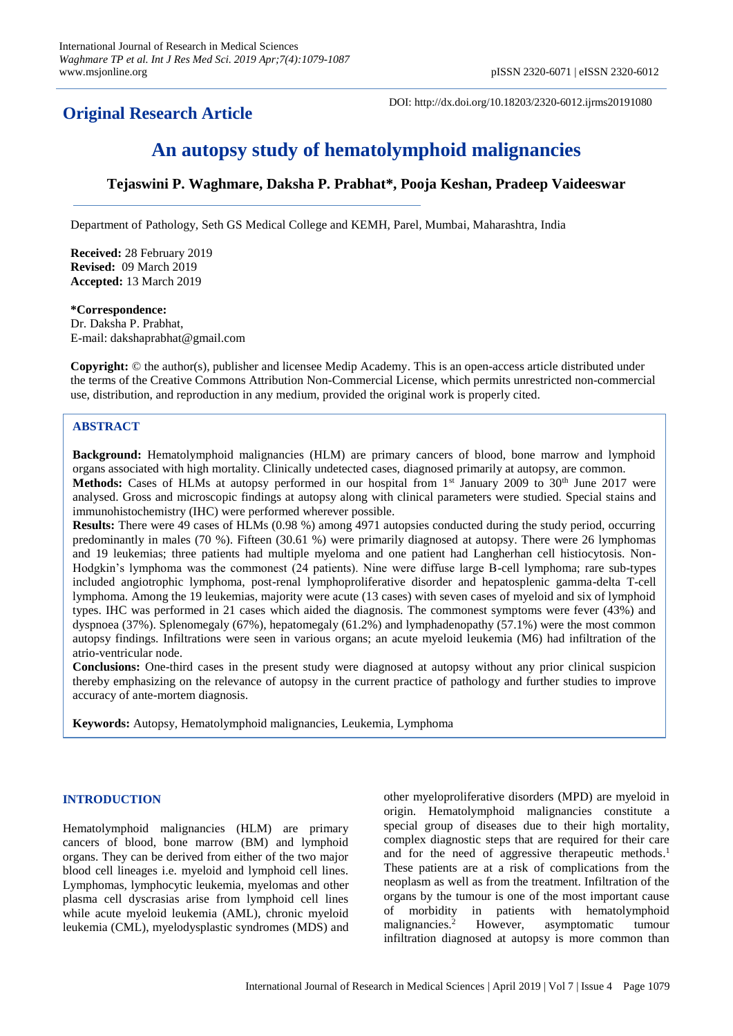**Original Research Article**

DOI: http://dx.doi.org/10.18203/2320-6012.ijrms20191080

# An autopsy study of hematolymphoid malignancies

**Tejaswini P. Waghmare, Daksha P. Prabhat\*, Pooja Keshan, Pradeep Vaideeswar**

Department of Pathology, Seth GS Medical College and KEMH, Parel, Mumbai, Maharashtra, India

**Received:** 28 February 2019
**Revised:** 09 March 2019
**Accepted:** 13 March 2019

**\*Correspondence:**
Dr. Daksha P. Prabhat,
E-mail: dakshaprabhat@gmail.com

**Copyright:** © the author(s), publisher and licensee Medip Academy. This is an open-access article distributed under the terms of the Creative Commons Attribution Non-Commercial License, which permits unrestricted non-commercial use, distribution, and reproduction in any medium, provided the original work is properly cited.

## ABSTRACT

**Background:** Hematolymphoid malignancies (HLM) are primary cancers of blood, bone marrow and lymphoid organs associated with high mortality. Clinically undetected cases, diagnosed primarily at autopsy, are common.

**Methods:** Cases of HLMs at autopsy performed in our hospital from 1st January 2009 to 30th June 2017 were analysed. Gross and microscopic findings at autopsy along with clinical parameters were studied. Special stains and immunohistochemistry (IHC) were performed wherever possible.

**Results:** There were 49 cases of HLMs (0.98 %) among 4971 autopsies conducted during the study period, occurring predominantly in males (70 %). Fifteen (30.61 %) were primarily diagnosed at autopsy. There were 26 lymphomas and 19 leukemias; three patients had multiple myeloma and one patient had Langherhan cell histiocytosis. Non-Hodgkin's lymphoma was the commonest (24 patients). Nine were diffuse large B-cell lymphoma; rare sub-types included angiotrophic lymphoma, post-renal lymphoproliferative disorder and hepatosplenic gamma-delta T-cell lymphoma. Among the 19 leukemias, majority were acute (13 cases) with seven cases of myeloid and six of lymphoid types. IHC was performed in 21 cases which aided the diagnosis. The commonest symptoms were fever (43%) and dyspnoea (37%). Splenomegaly (67%), hepatomegaly (61.2%) and lymphadenopathy (57.1%) were the most common autopsy findings. Infiltrations were seen in various organs; an acute myeloid leukemia (M6) had infiltration of the atrio-ventricular node.

**Conclusions:** One-third cases in the present study were diagnosed at autopsy without any prior clinical suspicion thereby emphasizing on the relevance of autopsy in the current practice of pathology and further studies to improve accuracy of ante-mortem diagnosis.

**Keywords:** Autopsy, Hematolymphoid malignancies, Leukemia, Lymphoma

## INTRODUCTION

Hematolymphoid malignancies (HLM) are primary cancers of blood, bone marrow (BM) and lymphoid organs. They can be derived from either of the two major blood cell lineages i.e. myeloid and lymphoid cell lines. Lymphomas, lymphocytic leukemia, myelomas and other plasma cell dyscrasias arise from lymphoid cell lines while acute myeloid leukemia (AML), chronic myeloid leukemia (CML), myelodysplastic syndromes (MDS) and other myeloproliferative disorders (MPD) are myeloid in origin. Hematolymphoid malignancies constitute a special group of diseases due to their high mortality, complex diagnostic steps that are required for their care and for the need of aggressive therapeutic methods.[1] These patients are at a risk of complications from the neoplasm as well as from the treatment. Infiltration of the organs by the tumour is one of the most important cause of morbidity in patients with hematolymphoid malignancies.[2] However, asymptomatic tumour infiltration diagnosed at autopsy is more common than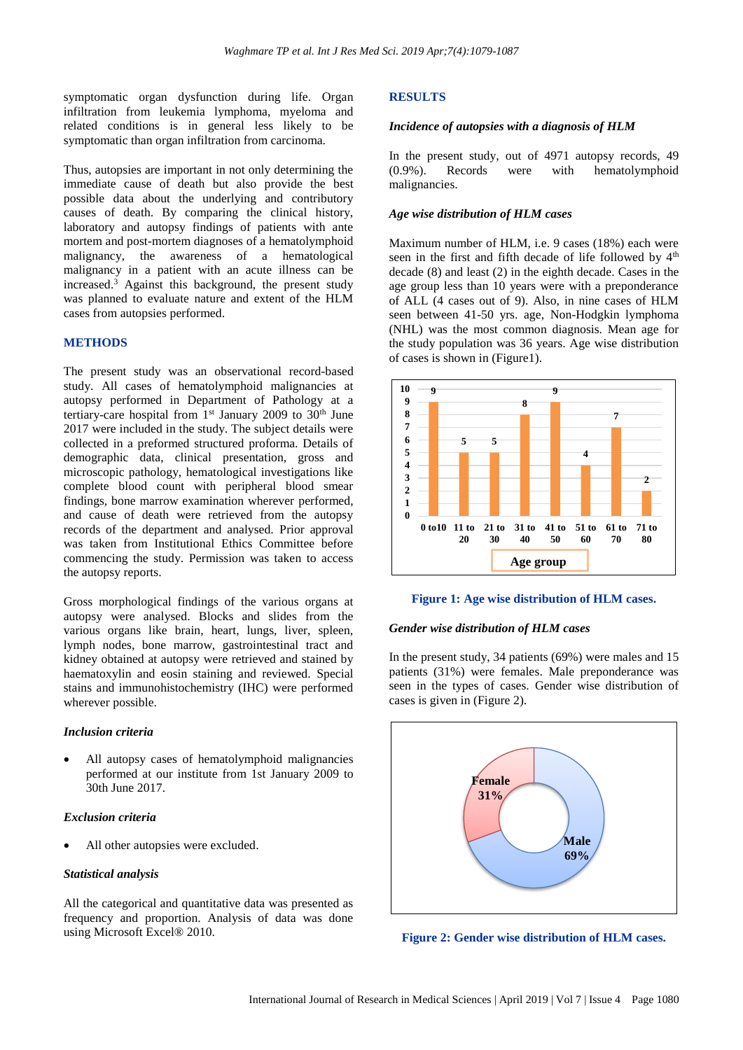symptomatic organ dysfunction during life. Organ infiltration from leukemia lymphoma, myeloma and related conditions is in general less likely to be symptomatic than organ infiltration from carcinoma.

Thus, autopsies are important in not only determining the immediate cause of death but also provide the best possible data about the underlying and contributory causes of death. By comparing the clinical history, laboratory and autopsy findings of patients with ante mortem and post-mortem diagnoses of a hematolymphoid malignancy, the awareness of a hematological malignancy in a patient with an acute illness can be increased.[3] Against this background, the present study was planned to evaluate nature and extent of the HLM cases from autopsies performed.

## METHODS

The present study was an observational record-based study. All cases of hematolymphoid malignancies at autopsy performed in Department of Pathology at a tertiary-care hospital from 1st January 2009 to 30th June 2017 were included in the study. The subject details were collected in a preformed structured proforma. Details of demographic data, clinical presentation, gross and microscopic pathology, hematological investigations like complete blood count with peripheral blood smear findings, bone marrow examination wherever performed, and cause of death were retrieved from the autopsy records of the department and analysed. Prior approval was taken from Institutional Ethics Committee before commencing the study. Permission was taken to access the autopsy reports.

Gross morphological findings of the various organs at autopsy were analysed. Blocks and slides from the various organs like brain, heart, lungs, liver, spleen, lymph nodes, bone marrow, gastrointestinal tract and kidney obtained at autopsy were retrieved and stained by haematoxylin and eosin staining and reviewed. Special stains and immunohistochemistry (IHC) were performed wherever possible.

### *Inclusion criteria*

- All autopsy cases of hematolymphoid malignancies performed at our institute from 1st January 2009 to 30th June 2017.

### *Exclusion criteria*

- All other autopsies were excluded.

### *Statistical analysis*

All the categorical and quantitative data was presented as frequency and proportion. Analysis of data was done using Microsoft Excel® 2010.

## RESULTS

### *Incidence of autopsies with a diagnosis of HLM*

In the present study, out of 4971 autopsy records, 49 (0.9%). Records were with hematolymphoid malignancies.

### *Age wise distribution of HLM cases*

Maximum number of HLM, i.e. 9 cases (18%) each were seen in the first and fifth decade of life followed by 4th decade (8) and least (2) in the eighth decade. Cases in the age group less than 10 years were with a preponderance of ALL (4 cases out of 9). Also, in nine cases of HLM seen between 41-50 yrs. age, Non-Hodgkin lymphoma (NHL) was the most common diagnosis. Mean age for the study population was 36 years. Age wise distribution of cases is shown in (Figure1).

| Age group | 0 to10 | 11 to 20 | 21 to 30 | 31 to 40 | 41 to 50 | 51 to 60 | 61 to 70 | 71 to 80 |
|---|---|---|---|---|---|---|---|---|
| Cases | 9 | 5 | 5 | 8 | 9 | 4 | 7 | 2 |

**Figure 1: Age wise distribution of HLM cases.**

### *Gender wise distribution of HLM cases*

In the present study, 34 patients (69%) were males and 15 patients (31%) were females. Male preponderance was seen in the types of cases. Gender wise distribution of cases is given in (Figure 2).

Female 31%; Male 69%

**Figure 2: Gender wise distribution of HLM cases.**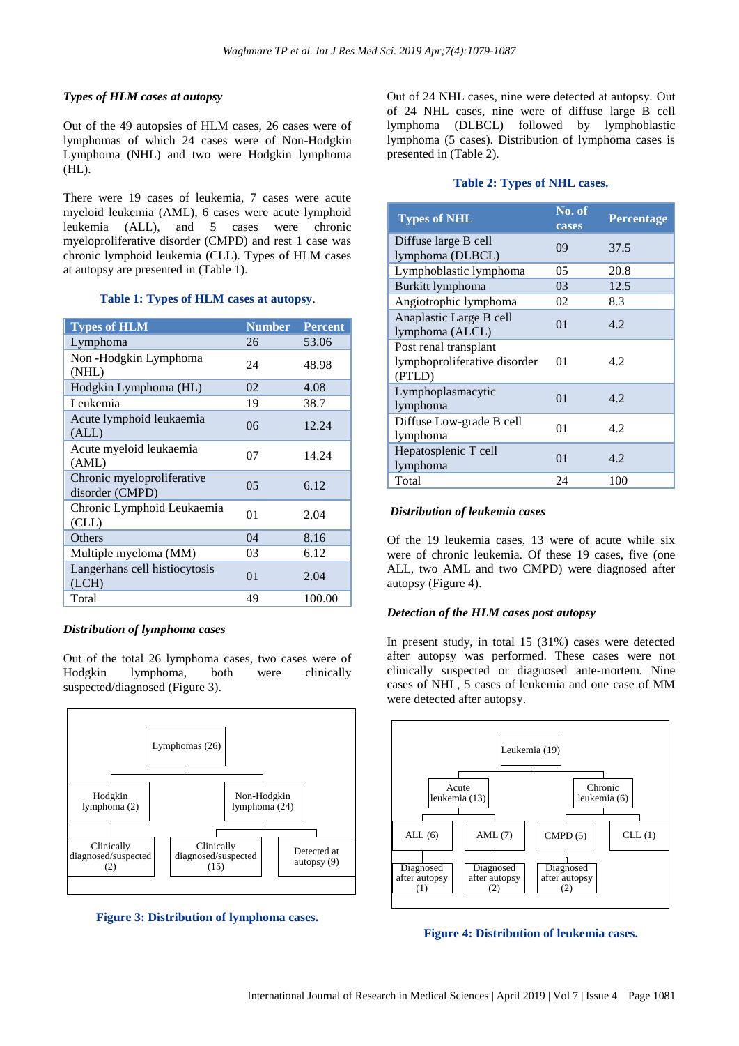### *Types of HLM cases at autopsy*

Out of the 49 autopsies of HLM cases, 26 cases were of lymphomas of which 24 cases were of Non-Hodgkin Lymphoma (NHL) and two were Hodgkin lymphoma (HL).

There were 19 cases of leukemia, 7 cases were acute myeloid leukemia (AML), 6 cases were acute lymphoid leukemia (ALL), and 5 cases were chronic myeloproliferative disorder (CMPD) and rest 1 case was chronic lymphoid leukemia (CLL). Types of HLM cases at autopsy are presented in (Table 1).

**Table 1: Types of HLM cases at autopsy.**

| Types of HLM | Number | Percent |
|---|---|---|
| Lymphoma | 26 | 53.06 |
| Non -Hodgkin Lymphoma (NHL) | 24 | 48.98 |
| Hodgkin Lymphoma (HL) | 02 | 4.08 |
| Leukemia | 19 | 38.7 |
| Acute lymphoid leukaemia (ALL) | 06 | 12.24 |
| Acute myeloid leukaemia (AML) | 07 | 14.24 |
| Chronic myeloproliferative disorder (CMPD) | 05 | 6.12 |
| Chronic Lymphoid Leukaemia (CLL) | 01 | 2.04 |
| Others | 04 | 8.16 |
| Multiple myeloma (MM) | 03 | 6.12 |
| Langerhans cell histiocytosis (LCH) | 01 | 2.04 |
| Total | 49 | 100.00 |

### *Distribution of lymphoma cases*

Out of the total 26 lymphoma cases, two cases were of Hodgkin lymphoma, both were clinically suspected/diagnosed (Figure 3).

Lymphomas (26)
- Hodgkin lymphoma (2)
  - Clinically diagnosed/suspected (2)
- Non-Hodgkin lymphoma (24)
  - Clinically diagnosed/suspected (15)
  - Detected at autopsy (9)

**Figure 3: Distribution of lymphoma cases.**

Out of 24 NHL cases, nine were detected at autopsy. Out of 24 NHL cases, nine were of diffuse large B cell lymphoma (DLBCL) followed by lymphoblastic lymphoma (5 cases). Distribution of lymphoma cases is presented in (Table 2).

**Table 2: Types of NHL cases.**

| Types of NHL | No. of cases | Percentage |
|---|---|---|
| Diffuse large B cell lymphoma (DLBCL) | 09 | 37.5 |
| Lymphoblastic lymphoma | 05 | 20.8 |
| Burkitt lymphoma | 03 | 12.5 |
| Angiotrophic lymphoma | 02 | 8.3 |
| Anaplastic Large B cell lymphoma (ALCL) | 01 | 4.2 |
| Post renal transplant lymphoproliferative disorder (PTLD) | 01 | 4.2 |
| Lymphoplasmacytic lymphoma | 01 | 4.2 |
| Diffuse Low-grade B cell lymphoma | 01 | 4.2 |
| Hepatosplenic T cell lymphoma | 01 | 4.2 |
| Total | 24 | 100 |

### *Distribution of leukemia cases*

Of the 19 leukemia cases, 13 were of acute while six were of chronic leukemia. Of these 19 cases, five (one ALL, two AML and two CMPD) were diagnosed after autopsy (Figure 4).

### *Detection of the HLM cases post autopsy*

In present study, in total 15 (31%) cases were detected after autopsy was performed. These cases were not clinically suspected or diagnosed ante-mortem. Nine cases of NHL, 5 cases of leukemia and one case of MM were detected after autopsy.

Leukemia (19)
- Acute leukemia (13)
  - ALL (6)
    - Diagnosed after autopsy (1)
  - AML (7)
    - Diagnosed after autopsy (2)
- Chronic leukemia (6)
  - CMPD (5)
    - Diagnosed after autopsy (2)
  - CLL (1)

**Figure 4: Distribution of leukemia cases.**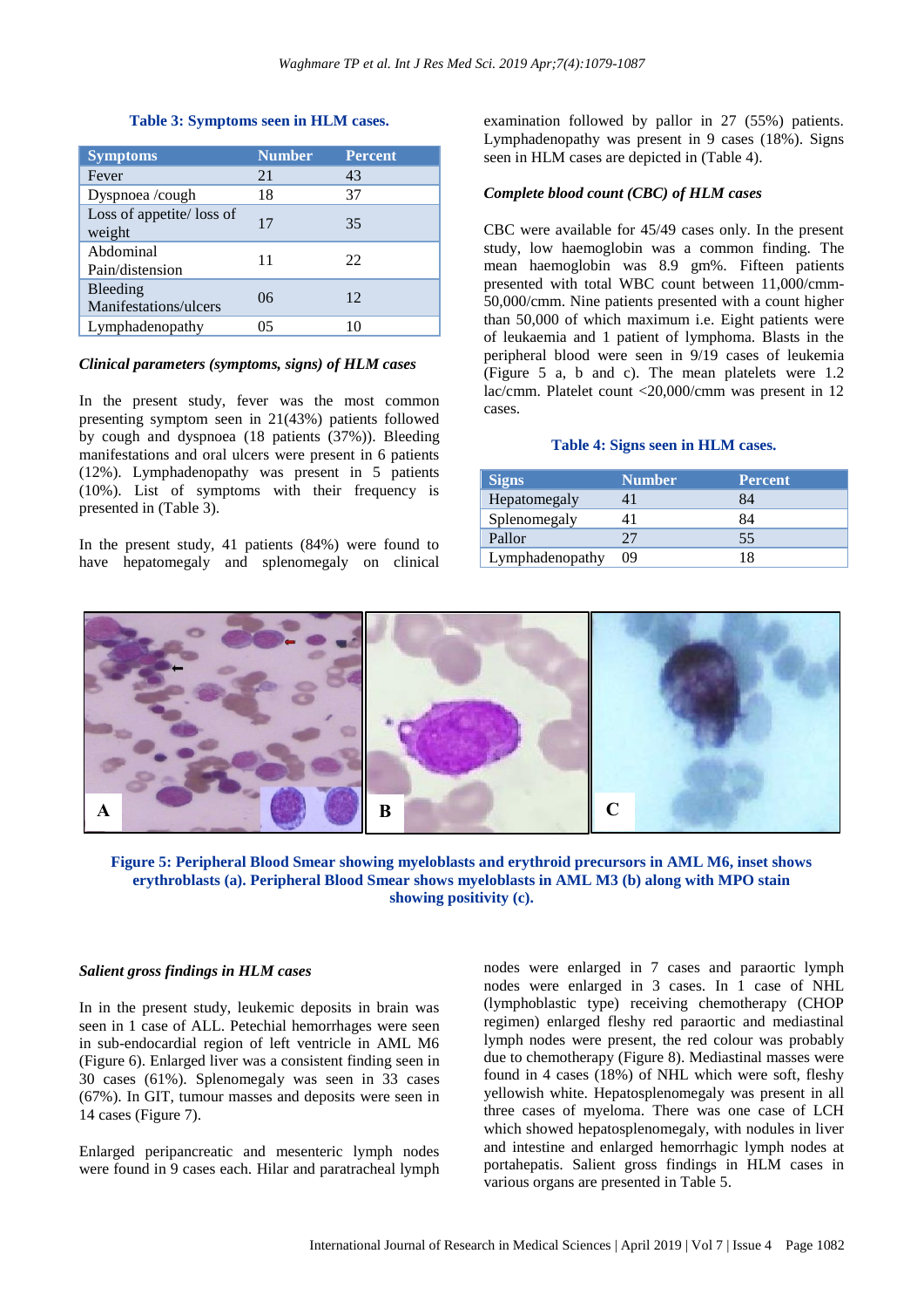**Table 3: Symptoms seen in HLM cases.**

| Symptoms | Number | Percent |
|---|---|---|
| Fever | 21 | 43 |
| Dyspnoea /cough | 18 | 37 |
| Loss of appetite/ loss of weight | 17 | 35 |
| Abdominal Pain/distension | 11 | 22 |
| Bleeding Manifestations/ulcers | 06 | 12 |
| Lymphadenopathy | 05 | 10 |

### *Clinical parameters (symptoms, signs) of HLM cases*

In the present study, fever was the most common presenting symptom seen in 21(43%) patients followed by cough and dyspnoea (18 patients (37%)). Bleeding manifestations and oral ulcers were present in 6 patients (12%). Lymphadenopathy was present in 5 patients (10%). List of symptoms with their frequency is presented in (Table 3).

In the present study, 41 patients (84%) were found to have hepatomegaly and splenomegaly on clinical examination followed by pallor in 27 (55%) patients. Lymphadenopathy was present in 9 cases (18%). Signs seen in HLM cases are depicted in (Table 4).

### *Complete blood count (CBC) of HLM cases*

CBC were available for 45/49 cases only. In the present study, low haemoglobin was a common finding. The mean haemoglobin was 8.9 gm%. Fifteen patients presented with total WBC count between 11,000/cmm-50,000/cmm. Nine patients presented with a count higher than 50,000 of which maximum i.e. Eight patients were of leukaemia and 1 patient of lymphoma. Blasts in the peripheral blood were seen in 9/19 cases of leukemia (Figure 5 a, b and c). The mean platelets were 1.2 lac/cmm. Platelet count <20,000/cmm was present in 12 cases.

**Table 4: Signs seen in HLM cases.**

| Signs | Number | Percent |
|---|---|---|
| Hepatomegaly | 41 | 84 |
| Splenomegaly | 41 | 84 |
| Pallor | 27 | 55 |
| Lymphadenopathy | 09 | 18 |

**Figure 5: Peripheral Blood Smear showing myeloblasts and erythroid precursors in AML M6, inset shows erythroblasts (a). Peripheral Blood Smear shows myeloblasts in AML M3 (b) along with MPO stain showing positivity (c).**

### *Salient gross findings in HLM cases*

In in the present study, leukemic deposits in brain was seen in 1 case of ALL. Petechial hemorrhages were seen in sub-endocardial region of left ventricle in AML M6 (Figure 6). Enlarged liver was a consistent finding seen in 30 cases (61%). Splenomegaly was seen in 33 cases (67%). In GIT, tumour masses and deposits were seen in 14 cases (Figure 7).

Enlarged peripancreatic and mesenteric lymph nodes were found in 9 cases each. Hilar and paratracheal lymph nodes were enlarged in 7 cases and paraortic lymph nodes were enlarged in 3 cases. In 1 case of NHL (lymphoblastic type) receiving chemotherapy (CHOP regimen) enlarged fleshy red paraortic and mediastinal lymph nodes were present, the red colour was probably due to chemotherapy (Figure 8). Mediastinal masses were found in 4 cases (18%) of NHL which were soft, fleshy yellowish white. Hepatosplenomegaly was present in all three cases of myeloma. There was one case of LCH which showed hepatosplenomegaly, with nodules in liver and intestine and enlarged hemorrhagic lymph nodes at portahepatis. Salient gross findings in HLM cases in various organs are presented in Table 5.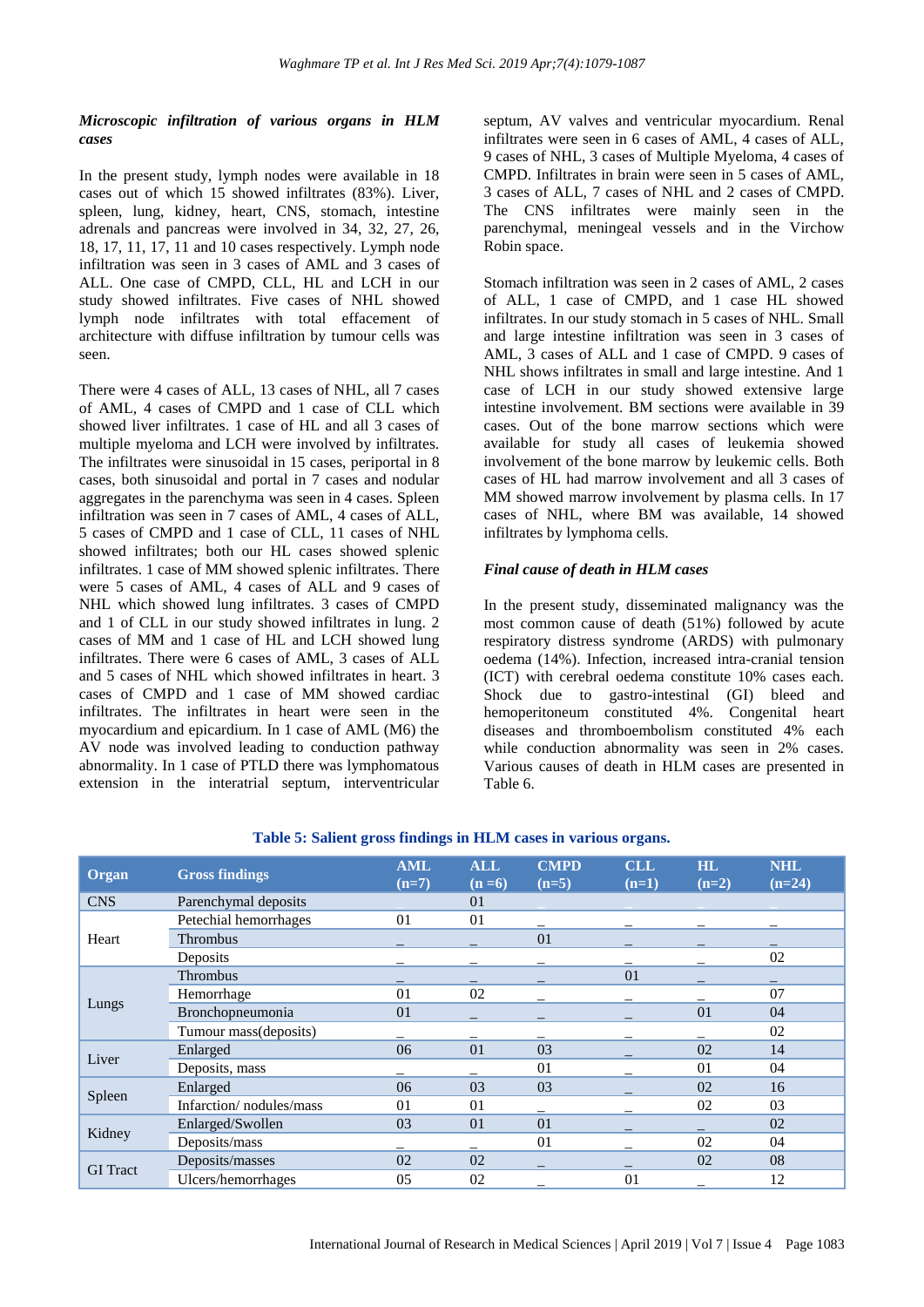### *Microscopic infiltration of various organs in HLM cases*

In the present study, lymph nodes were available in 18 cases out of which 15 showed infiltrates (83%). Liver, spleen, lung, kidney, heart, CNS, stomach, intestine adrenals and pancreas were involved in 34, 32, 27, 26, 18, 17, 11, 17, 11 and 10 cases respectively. Lymph node infiltration was seen in 3 cases of AML and 3 cases of ALL. One case of CMPD, CLL, HL and LCH in our study showed infiltrates. Five cases of NHL showed lymph node infiltrates with total effacement of architecture with diffuse infiltration by tumour cells was seen.

There were 4 cases of ALL, 13 cases of NHL, all 7 cases of AML, 4 cases of CMPD and 1 case of CLL which showed liver infiltrates. 1 case of HL and all 3 cases of multiple myeloma and LCH were involved by infiltrates. The infiltrates were sinusoidal in 15 cases, periportal in 8 cases, both sinusoidal and portal in 7 cases and nodular aggregates in the parenchyma was seen in 4 cases. Spleen infiltration was seen in 7 cases of AML, 4 cases of ALL, 5 cases of CMPD and 1 case of CLL, 11 cases of NHL showed infiltrates; both our HL cases showed splenic infiltrates. 1 case of MM showed splenic infiltrates. There were 5 cases of AML, 4 cases of ALL and 9 cases of NHL which showed lung infiltrates. 3 cases of CMPD and 1 of CLL in our study showed infiltrates in lung. 2 cases of MM and 1 case of HL and LCH showed lung infiltrates. There were 6 cases of AML, 3 cases of ALL and 5 cases of NHL which showed infiltrates in heart. 3 cases of CMPD and 1 case of MM showed cardiac infiltrates. The infiltrates in heart were seen in the myocardium and epicardium. In 1 case of AML (M6) the AV node was involved leading to conduction pathway abnormality. In 1 case of PTLD there was lymphomatous extension in the interatrial septum, interventricular septum, AV valves and ventricular myocardium. Renal infiltrates were seen in 6 cases of AML, 4 cases of ALL, 9 cases of NHL, 3 cases of Multiple Myeloma, 4 cases of CMPD. Infiltrates in brain were seen in 5 cases of AML, 3 cases of ALL, 7 cases of NHL and 2 cases of CMPD. The CNS infiltrates were mainly seen in the parenchymal, meningeal vessels and in the Virchow Robin space.

Stomach infiltration was seen in 2 cases of AML, 2 cases of ALL, 1 case of CMPD, and 1 case HL showed infiltrates. In our study stomach in 5 cases of NHL. Small and large intestine infiltration was seen in 3 cases of AML, 3 cases of ALL and 1 case of CMPD. 9 cases of NHL shows infiltrates in small and large intestine. And 1 case of LCH in our study showed extensive large intestine involvement. BM sections were available in 39 cases. Out of the bone marrow sections which were available for study all cases of leukemia showed involvement of the bone marrow by leukemic cells. Both cases of HL had marrow involvement and all 3 cases of MM showed marrow involvement by plasma cells. In 17 cases of NHL, where BM was available, 14 showed infiltrates by lymphoma cells.

### *Final cause of death in HLM cases*

In the present study, disseminated malignancy was the most common cause of death (51%) followed by acute respiratory distress syndrome (ARDS) with pulmonary oedema (14%). Infection, increased intra-cranial tension (ICT) with cerebral oedema constitute 10% cases each. Shock due to gastro-intestinal (GI) bleed and hemoperitoneum constituted 4%. Congenital heart diseases and thromboembolism constituted 4% each while conduction abnormality was seen in 2% cases. Various causes of death in HLM cases are presented in Table 6.

**Table 5: Salient gross findings in HLM cases in various organs.**

| Organ | Gross findings | AML (n=7) | ALL (n =6) | CMPD (n=5) | CLL (n=1) | HL (n=2) | NHL (n=24) |
|---|---|---|---|---|---|---|---|
| CNS | Parenchymal deposits | | 01 | | | | |
| Heart | Petechial hemorrhages | 01 | 01 | _ | _ | _ | _ |
| | Thrombus | _ | _ | 01 | _ | _ | _ |
| | Deposits | _ | _ | _ | _ | _ | 02 |
| Lungs | Thrombus | _ | _ | _ | 01 | _ | _ |
| | Hemorrhage | 01 | 02 | _ | _ | _ | 07 |
| | Bronchopneumonia | 01 | _ | _ | _ | 01 | 04 |
| | Tumour mass(deposits) | _ | _ | _ | _ | _ | 02 |
| Liver | Enlarged | 06 | 01 | 03 | _ | 02 | 14 |
| | Deposits, mass | _ | _ | 01 | _ | 01 | 04 |
| Spleen | Enlarged | 06 | 03 | 03 | _ | 02 | 16 |
| | Infarction/ nodules/mass | 01 | 01 | _ | _ | 02 | 03 |
| Kidney | Enlarged/Swollen | 03 | 01 | 01 | _ | _ | 02 |
| | Deposits/mass | _ | _ | 01 | _ | 02 | 04 |
| GI Tract | Deposits/masses | 02 | 02 | _ | _ | 02 | 08 |
| | Ulcers/hemorrhages | 05 | 02 | _ | 01 | _ | 12 |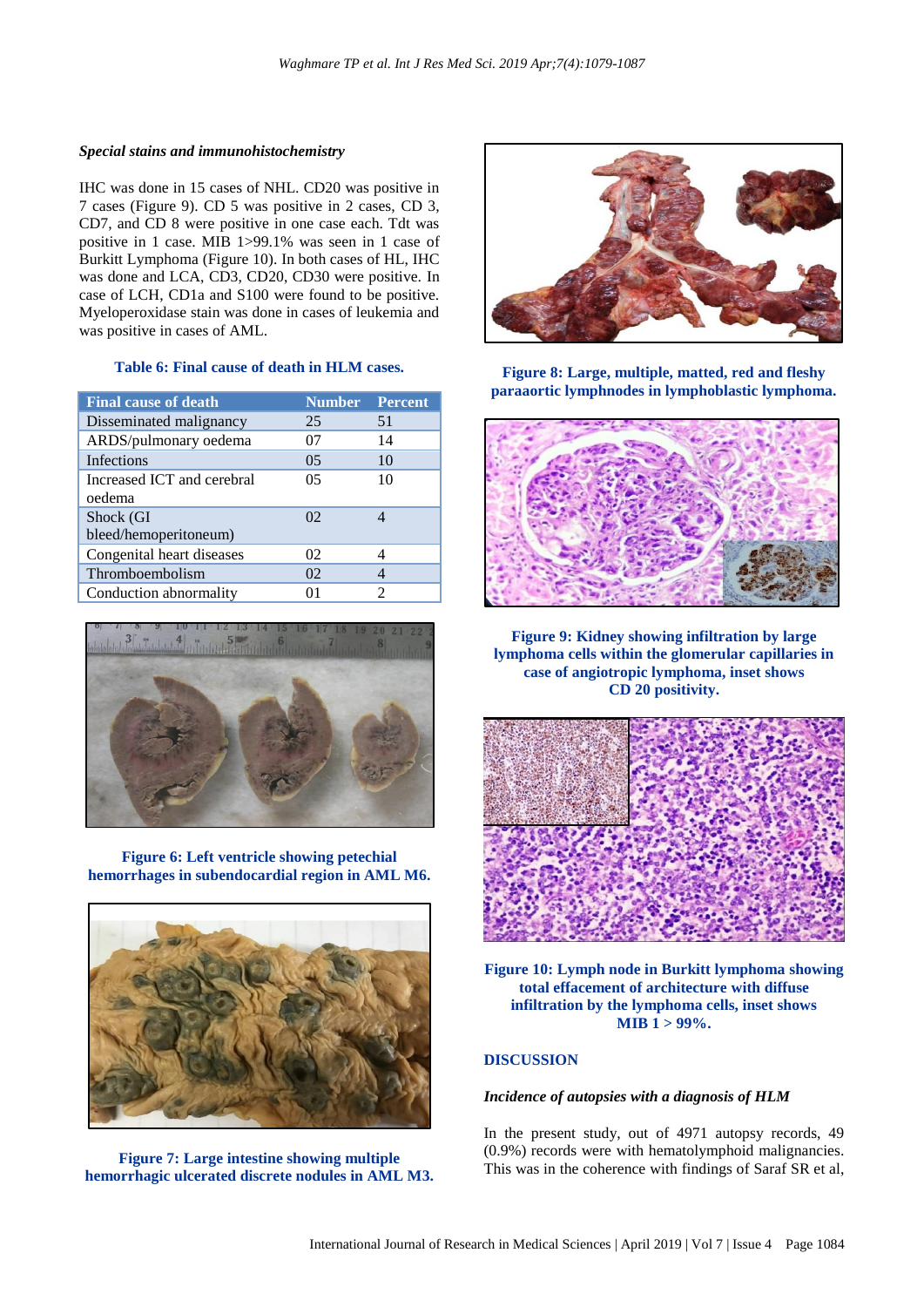### *Special stains and immunohistochemistry*

IHC was done in 15 cases of NHL. CD20 was positive in 7 cases (Figure 9). CD 5 was positive in 2 cases, CD 3, CD7, and CD 8 were positive in one case each. Tdt was positive in 1 case. MIB 1>99.1% was seen in 1 case of Burkitt Lymphoma (Figure 10). In both cases of HL, IHC was done and LCA, CD3, CD20, CD30 were positive. In case of LCH, CD1a and S100 were found to be positive. Myeloperoxidase stain was done in cases of leukemia and was positive in cases of AML.

**Table 6: Final cause of death in HLM cases.**

| Final cause of death | Number | Percent |
|---|---|---|
| Disseminated malignancy | 25 | 51 |
| ARDS/pulmonary oedema | 07 | 14 |
| Infections | 05 | 10 |
| Increased ICT and cerebral oedema | 05 | 10 |
| Shock (GI bleed/hemoperitoneum) | 02 | 4 |
| Congenital heart diseases | 02 | 4 |
| Thromboembolism | 02 | 4 |
| Conduction abnormality | 01 | 2 |

**Figure 6: Left ventricle showing petechial hemorrhages in subendocardial region in AML M6.**

**Figure 7: Large intestine showing multiple hemorrhagic ulcerated discrete nodules in AML M3.**

**Figure 8: Large, multiple, matted, red and fleshy paraaortic lymphnodes in lymphoblastic lymphoma.**

**Figure 9: Kidney showing infiltration by large lymphoma cells within the glomerular capillaries in case of angiotropic lymphoma, inset shows CD 20 positivity.**

**Figure 10: Lymph node in Burkitt lymphoma showing total effacement of architecture with diffuse infiltration by the lymphoma cells, inset shows MIB 1 > 99%.**

## DISCUSSION

### *Incidence of autopsies with a diagnosis of HLM*

In the present study, out of 4971 autopsy records, 49 (0.9%) records were with hematolymphoid malignancies. This was in the coherence with findings of Saraf SR et al,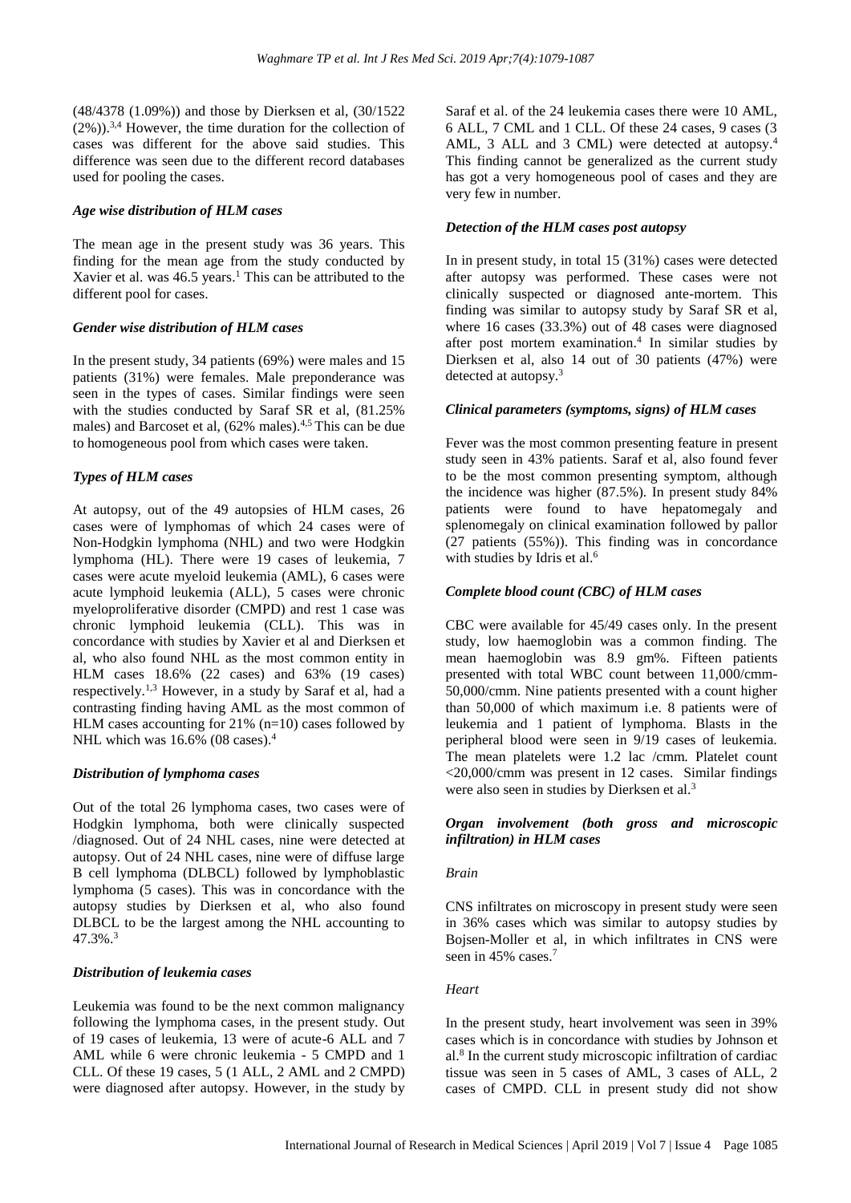(48/4378 (1.09%)) and those by Dierksen et al, (30/1522 (2%)).[3,4] However, the time duration for the collection of cases was different for the above said studies. This difference was seen due to the different record databases used for pooling the cases.

### *Age wise distribution of HLM cases*

The mean age in the present study was 36 years. This finding for the mean age from the study conducted by Xavier et al. was 46.5 years.[1] This can be attributed to the different pool for cases.

### *Gender wise distribution of HLM cases*

In the present study, 34 patients (69%) were males and 15 patients (31%) were females. Male preponderance was seen in the types of cases. Similar findings were seen with the studies conducted by Saraf SR et al, (81.25% males) and Barcoset et al, (62% males).[4,5] This can be due to homogeneous pool from which cases were taken.

### *Types of HLM cases*

At autopsy, out of the 49 autopsies of HLM cases, 26 cases were of lymphomas of which 24 cases were of Non-Hodgkin lymphoma (NHL) and two were Hodgkin lymphoma (HL). There were 19 cases of leukemia, 7 cases were acute myeloid leukemia (AML), 6 cases were acute lymphoid leukemia (ALL), 5 cases were chronic myeloproliferative disorder (CMPD) and rest 1 case was chronic lymphoid leukemia (CLL). This was in concordance with studies by Xavier et al and Dierksen et al, who also found NHL as the most common entity in HLM cases 18.6% (22 cases) and 63% (19 cases) respectively.[1,3] However, in a study by Saraf et al, had a contrasting finding having AML as the most common of HLM cases accounting for 21% (n=10) cases followed by NHL which was 16.6% (08 cases).[4]

### *Distribution of lymphoma cases*

Out of the total 26 lymphoma cases, two cases were of Hodgkin lymphoma, both were clinically suspected /diagnosed. Out of 24 NHL cases, nine were detected at autopsy. Out of 24 NHL cases, nine were of diffuse large B cell lymphoma (DLBCL) followed by lymphoblastic lymphoma (5 cases). This was in concordance with the autopsy studies by Dierksen et al, who also found DLBCL to be the largest among the NHL accounting to 47.3%.[3]

### *Distribution of leukemia cases*

Leukemia was found to be the next common malignancy following the lymphoma cases, in the present study. Out of 19 cases of leukemia, 13 were of acute-6 ALL and 7 AML while 6 were chronic leukemia - 5 CMPD and 1 CLL. Of these 19 cases, 5 (1 ALL, 2 AML and 2 CMPD) were diagnosed after autopsy. However, in the study by Saraf et al. of the 24 leukemia cases there were 10 AML, 6 ALL, 7 CML and 1 CLL. Of these 24 cases, 9 cases (3 AML, 3 ALL and 3 CML) were detected at autopsy.[4] This finding cannot be generalized as the current study has got a very homogeneous pool of cases and they are very few in number.

### *Detection of the HLM cases post autopsy*

In in present study, in total 15 (31%) cases were detected after autopsy was performed. These cases were not clinically suspected or diagnosed ante-mortem. This finding was similar to autopsy study by Saraf SR et al, where 16 cases (33.3%) out of 48 cases were diagnosed after post mortem examination.[4] In similar studies by Dierksen et al, also 14 out of 30 patients (47%) were detected at autopsy.[3]

### *Clinical parameters (symptoms, signs) of HLM cases*

Fever was the most common presenting feature in present study seen in 43% patients. Saraf et al, also found fever to be the most common presenting symptom, although the incidence was higher (87.5%). In present study 84% patients were found to have hepatomegaly and splenomegaly on clinical examination followed by pallor (27 patients (55%)). This finding was in concordance with studies by Idris et al.[6]

### *Complete blood count (CBC) of HLM cases*

CBC were available for 45/49 cases only. In the present study, low haemoglobin was a common finding. The mean haemoglobin was 8.9 gm%. Fifteen patients presented with total WBC count between 11,000/cmm-50,000/cmm. Nine patients presented with a count higher than 50,000 of which maximum i.e. 8 patients were of leukemia and 1 patient of lymphoma. Blasts in the peripheral blood were seen in 9/19 cases of leukemia. The mean platelets were 1.2 lac /cmm. Platelet count <20,000/cmm was present in 12 cases. Similar findings were also seen in studies by Dierksen et al.[3]

### *Organ involvement (both gross and microscopic infiltration) in HLM cases*

#### *Brain*

CNS infiltrates on microscopy in present study were seen in 36% cases which was similar to autopsy studies by Bojsen-Moller et al, in which infiltrates in CNS were seen in 45% cases.[7]

#### *Heart*

In the present study, heart involvement was seen in 39% cases which is in concordance with studies by Johnson et al.[8] In the current study microscopic infiltration of cardiac tissue was seen in 5 cases of AML, 3 cases of ALL, 2 cases of CMPD. CLL in present study did not show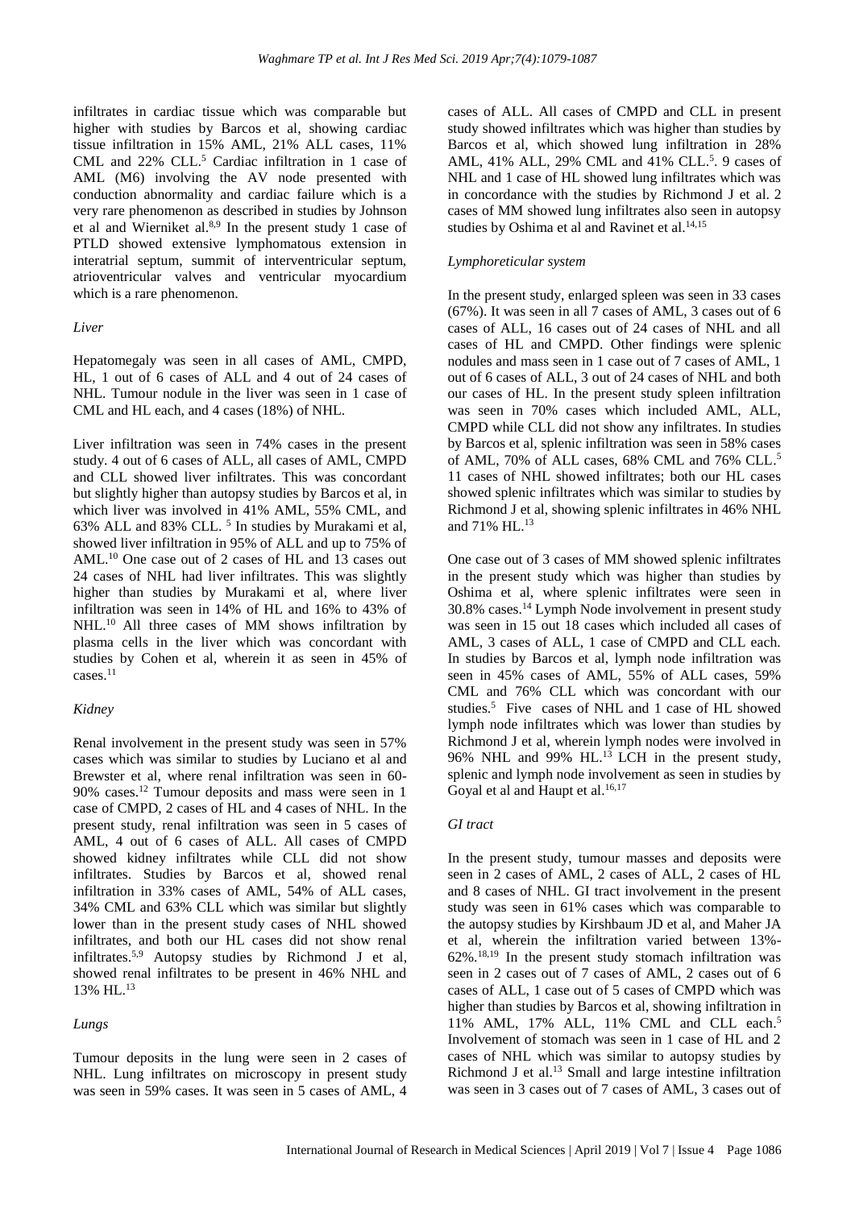infiltrates in cardiac tissue which was comparable but higher with studies by Barcos et al, showing cardiac tissue infiltration in 15% AML, 21% ALL cases, 11% CML and 22% CLL.[5] Cardiac infiltration in 1 case of AML (M6) involving the AV node presented with conduction abnormality and cardiac failure which is a very rare phenomenon as described in studies by Johnson et al and Wierniket al.[8,9] In the present study 1 case of PTLD showed extensive lymphomatous extension in interatrial septum, summit of interventricular septum, atrioventricular valves and ventricular myocardium which is a rare phenomenon.

### *Liver*

Hepatomegaly was seen in all cases of AML, CMPD, HL, 1 out of 6 cases of ALL and 4 out of 24 cases of NHL. Tumour nodule in the liver was seen in 1 case of CML and HL each, and 4 cases (18%) of NHL.

Liver infiltration was seen in 74% cases in the present study. 4 out of 6 cases of ALL, all cases of AML, CMPD and CLL showed liver infiltrates. This was concordant but slightly higher than autopsy studies by Barcos et al, in which liver was involved in 41% AML, 55% CML, and 63% ALL and 83% CLL. [5] In studies by Murakami et al, showed liver infiltration in 95% of ALL and up to 75% of AML.[10] One case out of 2 cases of HL and 13 cases out 24 cases of NHL had liver infiltrates. This was slightly higher than studies by Murakami et al, where liver infiltration was seen in 14% of HL and 16% to 43% of NHL.[10] All three cases of MM shows infiltration by plasma cells in the liver which was concordant with studies by Cohen et al, wherein it as seen in 45% of cases.[11]

### *Kidney*

Renal involvement in the present study was seen in 57% cases which was similar to studies by Luciano et al and Brewster et al, where renal infiltration was seen in 60-90% cases.[12] Tumour deposits and mass were seen in 1 case of CMPD, 2 cases of HL and 4 cases of NHL. In the present study, renal infiltration was seen in 5 cases of AML, 4 out of 6 cases of ALL. All cases of CMPD showed kidney infiltrates while CLL did not show infiltrates. Studies by Barcos et al, showed renal infiltration in 33% cases of AML, 54% of ALL cases, 34% CML and 63% CLL which was similar but slightly lower than in the present study cases of NHL showed infiltrates, and both our HL cases did not show renal infiltrates.[5,9] Autopsy studies by Richmond J et al, showed renal infiltrates to be present in 46% NHL and 13% HL.[13]

### *Lungs*

Tumour deposits in the lung were seen in 2 cases of NHL. Lung infiltrates on microscopy in present study was seen in 59% cases. It was seen in 5 cases of AML, 4 cases of ALL. All cases of CMPD and CLL in present study showed infiltrates which was higher than studies by Barcos et al, which showed lung infiltration in 28% AML, 41% ALL, 29% CML and 41% CLL.[5]. 9 cases of NHL and 1 case of HL showed lung infiltrates which was in concordance with the studies by Richmond J et al. 2 cases of MM showed lung infiltrates also seen in autopsy studies by Oshima et al and Ravinet et al.[14,15]

### *Lymphoreticular system*

In the present study, enlarged spleen was seen in 33 cases (67%). It was seen in all 7 cases of AML, 3 cases out of 6 cases of ALL, 16 cases out of 24 cases of NHL and all cases of HL and CMPD. Other findings were splenic nodules and mass seen in 1 case out of 7 cases of AML, 1 out of 6 cases of ALL, 3 out of 24 cases of NHL and both our cases of HL. In the present study spleen infiltration was seen in 70% cases which included AML, ALL, CMPD while CLL did not show any infiltrates. In studies by Barcos et al, splenic infiltration was seen in 58% cases of AML, 70% of ALL cases, 68% CML and 76% CLL.[5] 11 cases of NHL showed infiltrates; both our HL cases showed splenic infiltrates which was similar to studies by Richmond J et al, showing splenic infiltrates in 46% NHL and 71% HL.[13]

One case out of 3 cases of MM showed splenic infiltrates in the present study which was higher than studies by Oshima et al, where splenic infiltrates were seen in 30.8% cases.[14] Lymph Node involvement in present study was seen in 15 out 18 cases which included all cases of AML, 3 cases of ALL, 1 case of CMPD and CLL each. In studies by Barcos et al, lymph node infiltration was seen in 45% cases of AML, 55% of ALL cases, 59% CML and 76% CLL which was concordant with our studies.[5] Five cases of NHL and 1 case of HL showed lymph node infiltrates which was lower than studies by Richmond J et al, wherein lymph nodes were involved in 96% NHL and 99% HL.[13] LCH in the present study, splenic and lymph node involvement as seen in studies by Goyal et al and Haupt et al.[16,17]

### *GI tract*

In the present study, tumour masses and deposits were seen in 2 cases of AML, 2 cases of ALL, 2 cases of HL and 8 cases of NHL. GI tract involvement in the present study was seen in 61% cases which was comparable to the autopsy studies by Kirshbaum JD et al, and Maher JA et al, wherein the infiltration varied between 13%-62%.[18,19] In the present study stomach infiltration was seen in 2 cases out of 7 cases of AML, 2 cases out of 6 cases of ALL, 1 case out of 5 cases of CMPD which was higher than studies by Barcos et al, showing infiltration in 11% AML, 17% ALL, 11% CML and CLL each.[5] Involvement of stomach was seen in 1 case of HL and 2 cases of NHL which was similar to autopsy studies by Richmond J et al.[13] Small and large intestine infiltration was seen in 3 cases out of 7 cases of AML, 3 cases out of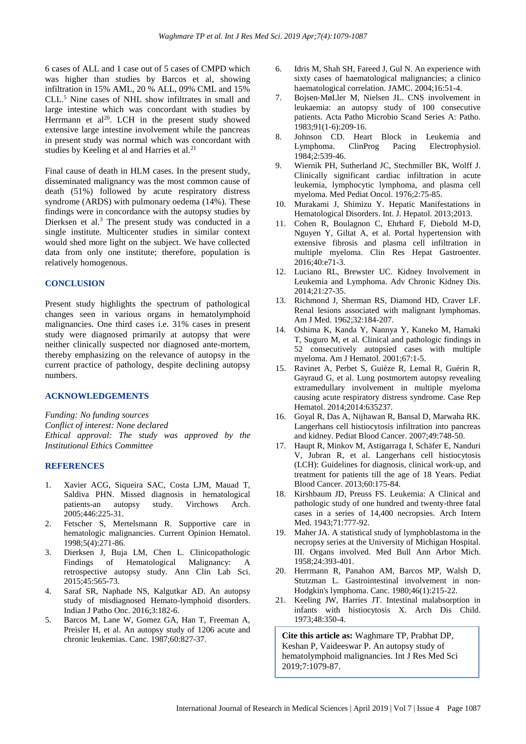6 cases of ALL and 1 case out of 5 cases of CMPD which was higher than studies by Barcos et al, showing infiltration in 15% AML, 20 % ALL, 09% CML and 15% CLL.[5] Nine cases of NHL show infiltrates in small and large intestine which was concordant with studies by Herrmann et al[20]. LCH in the present study showed extensive large intestine involvement while the pancreas in present study was normal which was concordant with studies by Keeling et al and Harries et al.[21]

Final cause of death in HLM cases. In the present study, disseminated malignancy was the most common cause of death (51%) followed by acute respiratory distress syndrome (ARDS) with pulmonary oedema (14%). These findings were in concordance with the autopsy studies by Dierksen et al.[3] The present study was conducted in a single institute. Multicenter studies in similar context would shed more light on the subject. We have collected data from only one institute; therefore, population is relatively homogenous.

## CONCLUSION

Present study highlights the spectrum of pathological changes seen in various organs in hematolymphoid malignancies. One third cases i.e. 31% cases in present study were diagnosed primarily at autopsy that were neither clinically suspected nor diagnosed ante-mortem, thereby emphasizing on the relevance of autopsy in the current practice of pathology, despite declining autopsy numbers.

## ACKNOWLEDGEMENTS

*Funding: No funding sources*
*Conflict of interest: None declared*
*Ethical approval: The study was approved by the Institutional Ethics Committee*

## REFERENCES

1. Xavier ACG, Siqueira SAC, Costa LJM, Mauad T, Saldiva PHN. Missed diagnosis in hematological patients-an autopsy study. Virchows Arch. 2005;446:225-31.
2. Fetscher S, Mertelsmann R. Supportive care in hematologic malignancies. Current Opinion Hematol. 1998;5(4):271-86.
3. Dierksen J, Buja LM, Chen L. Clinicopathologic Findings of Hematological Malignancy: A retrospective autopsy study. Ann Clin Lab Sci. 2015;45:565-73.
4. Saraf SR, Naphade NS, Kalgutkar AD. An autopsy study of misdiagnosed Hemato-lymphoid disorders. Indian J Patho Onc. 2016;3:182-6.
5. Barcos M, Lane W, Gomez GA, Han T, Freeman A, Preisler H, et al. An autopsy study of 1206 acute and chronic leukemias. Canc. 1987;60:827-37.
6. Idris M, Shah SH, Fareed J, Gul N. An experience with sixty cases of haematological malignancies; a clinico haematological correlation. JAMC. 2004;16:51-4.
7. Bojsen-MøLler M, Nielsen JL. CNS involvement in leukaemia: an autopsy study of 100 consecutive patients. Acta Patho Microbio Scand Series A: Patho. 1983;91(1-6):209-16.
8. Johnson CD. Heart Block in Leukemia and Lymphoma. ClinProg Pacing Electrophysiol. 1984;2:539-46.
9. Wiernik PH, Sutherland JC, Stechmiller BK, Wolff J. Clinically significant cardiac infiltration in acute leukemia, lymphocytic lymphoma, and plasma cell myeloma. Med Pediat Oncol. 1976;2:75-85.
10. Murakami J, Shimizu Y. Hepatic Manifestations in Hematological Disorders. Int. J. Hepatol. 2013;2013.
11. Cohen R, Boulagnon C, Ehrhard F, Diebold M-D, Nguyen Y, Giltat A, et al. Portal hypertension with extensive fibrosis and plasma cell infiltration in multiple myeloma. Clin Res Hepat Gastroenter. 2016;40:e71-3.
12. Luciano RL, Brewster UC. Kidney Involvement in Leukemia and Lymphoma. Adv Chronic Kidney Dis. 2014;21:27-35.
13. Richmond J, Sherman RS, Diamond HD, Craver LF. Renal lesions associated with malignant lymphomas. Am J Med. 1962;32:184-207.
14. Oshima K, Kanda Y, Nannya Y, Kaneko M, Hamaki T, Suguro M, et al. Clinical and pathologic findings in 52 consecutively autopsied cases with multiple myeloma. Am J Hematol. 2001;67:1-5.
15. Ravinet A, Perbet S, Guièze R, Lemal R, Guérin R, Gayraud G, et al. Lung postmortem autopsy revealing extramedullary involvement in multiple myeloma causing acute respiratory distress syndrome. Case Rep Hematol. 2014;2014:635237.
16. Goyal R, Das A, Nijhawan R, Bansal D, Marwaha RK. Langerhans cell histiocytosis infiltration into pancreas and kidney. Pediat Blood Cancer. 2007;49:748-50.
17. Haupt R, Minkov M, Astigarraga I, Schäfer E, Nanduri V, Jubran R, et al. Langerhans cell histiocytosis (LCH): Guidelines for diagnosis, clinical work-up, and treatment for patients till the age of 18 Years. Pediat Blood Cancer. 2013;60:175-84.
18. Kirshbaum JD, Preuss FS. Leukemia: A Clinical and pathologic study of one hundred and twenty-three fatal cases in a series of 14,400 necropsies. Arch Intern Med. 1943;71:777-92.
19. Maher JA. A statistical study of lymphoblastoma in the necropsy series at the University of Michigan Hospital. III. Organs involved. Med Bull Ann Arbor Mich. 1958;24:393-401.
20. Herrmann R, Panahon AM, Barcos MP, Walsh D, Stutzman L. Gastrointestinal involvement in non-Hodgkin's lymphoma. Canc. 1980;46(1):215-22.
21. Keeling JW, Harries JT. Intestinal malabsorption in infants with histiocytosis X. Arch Dis Child. 1973;48:350-4.

**Cite this article as:** Waghmare TP, Prabhat DP, Keshan P, Vaideeswar P. An autopsy study of hematolymphoid malignancies. Int J Res Med Sci 2019;7:1079-87.